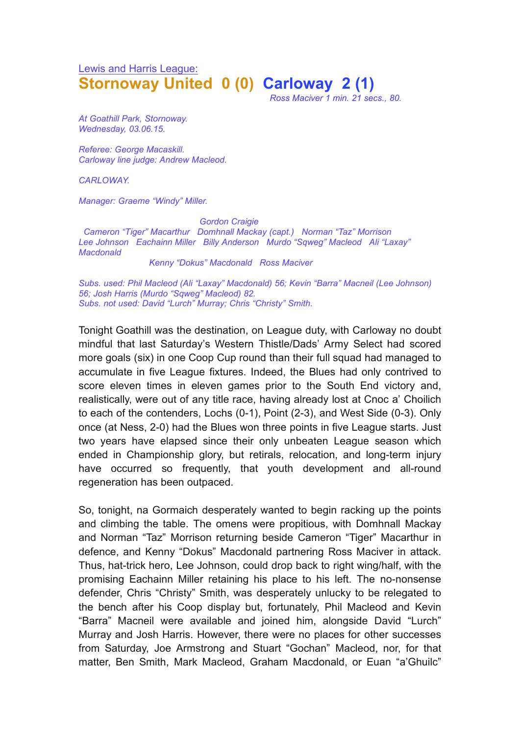Lewis and Harris League:

## Stornoway United 0 (0) Carloway 2 (1)

*Ross Maciver 1 min. 21 secs., 80.*

*At Goathill Park, Stornoway.*
*Wednesday, 03.06.15.*

*Referee: George Macaskill.*
*Carloway line judge: Andrew Macleod.*

*CARLOWAY.*

*Manager: Graeme "Windy" Miller.*

*Gordon Craigie*
*Cameron "Tiger" Macarthur Domhnall Mackay (capt.) Norman "Taz" Morrison*
*Lee Johnson Eachainn Miller Billy Anderson Murdo "Sqweg" Macleod Ali "Laxay" Macdonald*
*Kenny "Dokus" Macdonald Ross Maciver*

*Subs. used: Phil Macleod (Ali "Laxay" Macdonald) 56; Kevin "Barra" Macneil (Lee Johnson) 56; Josh Harris (Murdo "Sqweg" Macleod) 82.*
*Subs. not used: David "Lurch" Murray; Chris "Christy" Smith.*

Tonight Goathill was the destination, on League duty, with Carloway no doubt mindful that last Saturday's Western Thistle/Dads' Army Select had scored more goals (six) in one Coop Cup round than their full squad had managed to accumulate in five League fixtures. Indeed, the Blues had only contrived to score eleven times in eleven games prior to the South End victory and, realistically, were out of any title race, having already lost at Cnoc a' Choilich to each of the contenders, Lochs (0-1), Point (2-3), and West Side (0-3). Only once (at Ness, 2-0) had the Blues won three points in five League starts. Just two years have elapsed since their only unbeaten League season which ended in Championship glory, but retirals, relocation, and long-term injury have occurred so frequently, that youth development and all-round regeneration has been outpaced.

So, tonight, na Gormaich desperately wanted to begin racking up the points and climbing the table. The omens were propitious, with Domhnall Mackay and Norman "Taz" Morrison returning beside Cameron "Tiger" Macarthur in defence, and Kenny "Dokus" Macdonald partnering Ross Maciver in attack. Thus, hat-trick hero, Lee Johnson, could drop back to right wing/half, with the promising Eachainn Miller retaining his place to his left. The no-nonsense defender, Chris "Christy" Smith, was desperately unlucky to be relegated to the bench after his Coop display but, fortunately, Phil Macleod and Kevin "Barra" Macneil were available and joined him, alongside David "Lurch" Murray and Josh Harris. However, there were no places for other successes from Saturday, Joe Armstrong and Stuart "Gochan" Macleod, nor, for that matter, Ben Smith, Mark Macleod, Graham Macdonald, or Euan "a'Ghuilc"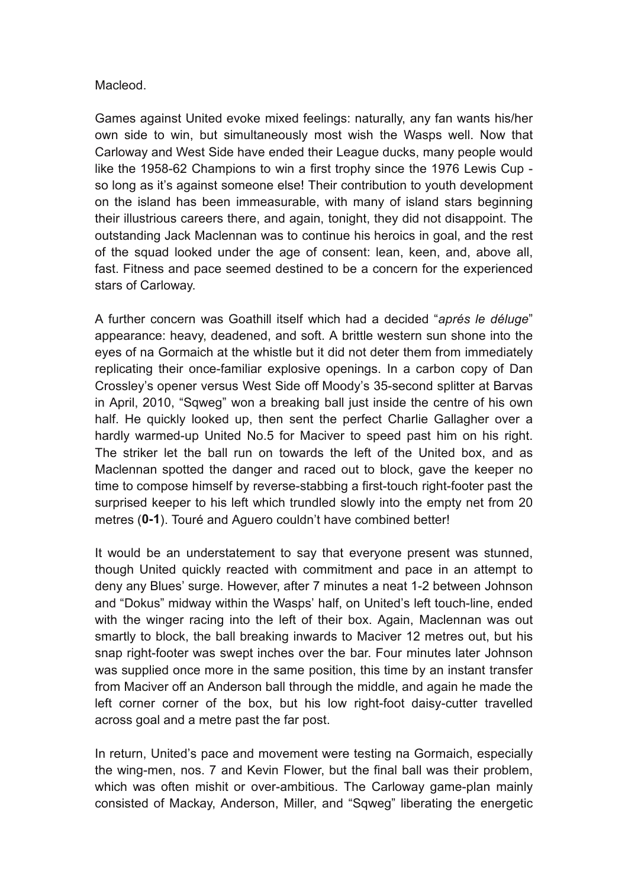Macleod.

Games against United evoke mixed feelings: naturally, any fan wants his/her own side to win, but simultaneously most wish the Wasps well. Now that Carloway and West Side have ended their League ducks, many people would like the 1958-62 Champions to win a first trophy since the 1976 Lewis Cup - so long as it's against someone else! Their contribution to youth development on the island has been immeasurable, with many of island stars beginning their illustrious careers there, and again, tonight, they did not disappoint. The outstanding Jack Maclennan was to continue his heroics in goal, and the rest of the squad looked under the age of consent: lean, keen, and, above all, fast. Fitness and pace seemed destined to be a concern for the experienced stars of Carloway.

A further concern was Goathill itself which had a decided "*aprés le déluge*" appearance: heavy, deadened, and soft. A brittle western sun shone into the eyes of na Gormaich at the whistle but it did not deter them from immediately replicating their once-familiar explosive openings. In a carbon copy of Dan Crossley's opener versus West Side off Moody's 35-second splitter at Barvas in April, 2010, "Sqweg" won a breaking ball just inside the centre of his own half. He quickly looked up, then sent the perfect Charlie Gallagher over a hardly warmed-up United No.5 for Maciver to speed past him on his right. The striker let the ball run on towards the left of the United box, and as Maclennan spotted the danger and raced out to block, gave the keeper no time to compose himself by reverse-stabbing a first-touch right-footer past the surprised keeper to his left which trundled slowly into the empty net from 20 metres (**0-1**). Touré and Aguero couldn't have combined better!

It would be an understatement to say that everyone present was stunned, though United quickly reacted with commitment and pace in an attempt to deny any Blues' surge. However, after 7 minutes a neat 1-2 between Johnson and "Dokus" midway within the Wasps' half, on United's left touch-line, ended with the winger racing into the left of their box. Again, Maclennan was out smartly to block, the ball breaking inwards to Maciver 12 metres out, but his snap right-footer was swept inches over the bar. Four minutes later Johnson was supplied once more in the same position, this time by an instant transfer from Maciver off an Anderson ball through the middle, and again he made the left corner corner of the box, but his low right-foot daisy-cutter travelled across goal and a metre past the far post.

In return, United's pace and movement were testing na Gormaich, especially the wing-men, nos. 7 and Kevin Flower, but the final ball was their problem, which was often mishit or over-ambitious. The Carloway game-plan mainly consisted of Mackay, Anderson, Miller, and "Sqweg" liberating the energetic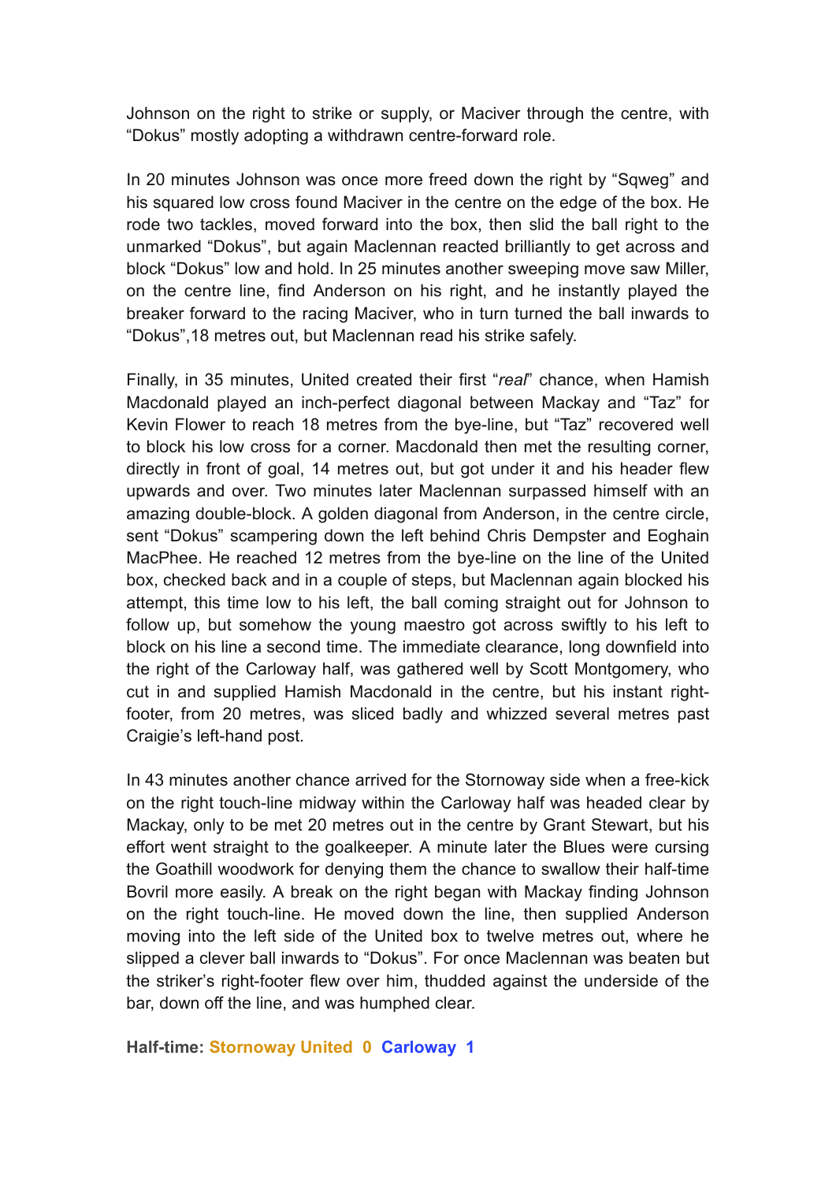Johnson on the right to strike or supply, or Maciver through the centre, with "Dokus" mostly adopting a withdrawn centre-forward role.

In 20 minutes Johnson was once more freed down the right by "Sqweg" and his squared low cross found Maciver in the centre on the edge of the box. He rode two tackles, moved forward into the box, then slid the ball right to the unmarked "Dokus", but again Maclennan reacted brilliantly to get across and block "Dokus" low and hold. In 25 minutes another sweeping move saw Miller, on the centre line, find Anderson on his right, and he instantly played the breaker forward to the racing Maciver, who in turn turned the ball inwards to "Dokus",18 metres out, but Maclennan read his strike safely.

Finally, in 35 minutes, United created their first "*real*" chance, when Hamish Macdonald played an inch-perfect diagonal between Mackay and "Taz" for Kevin Flower to reach 18 metres from the bye-line, but "Taz" recovered well to block his low cross for a corner. Macdonald then met the resulting corner, directly in front of goal, 14 metres out, but got under it and his header flew upwards and over. Two minutes later Maclennan surpassed himself with an amazing double-block. A golden diagonal from Anderson, in the centre circle, sent "Dokus" scampering down the left behind Chris Dempster and Eoghain MacPhee. He reached 12 metres from the bye-line on the line of the United box, checked back and in a couple of steps, but Maclennan again blocked his attempt, this time low to his left, the ball coming straight out for Johnson to follow up, but somehow the young maestro got across swiftly to his left to block on his line a second time. The immediate clearance, long downfield into the right of the Carloway half, was gathered well by Scott Montgomery, who cut in and supplied Hamish Macdonald in the centre, but his instant right-footer, from 20 metres, was sliced badly and whizzed several metres past Craigie's left-hand post.

In 43 minutes another chance arrived for the Stornoway side when a free-kick on the right touch-line midway within the Carloway half was headed clear by Mackay, only to be met 20 metres out in the centre by Grant Stewart, but his effort went straight to the goalkeeper. A minute later the Blues were cursing the Goathill woodwork for denying them the chance to swallow their half-time Bovril more easily. A break on the right began with Mackay finding Johnson on the right touch-line. He moved down the line, then supplied Anderson moving into the left side of the United box to twelve metres out, where he slipped a clever ball inwards to "Dokus". For once Maclennan was beaten but the striker's right-footer flew over him, thudded against the underside of the bar, down off the line, and was humphed clear.

**Half-time: Stornoway United 0 Carloway 1**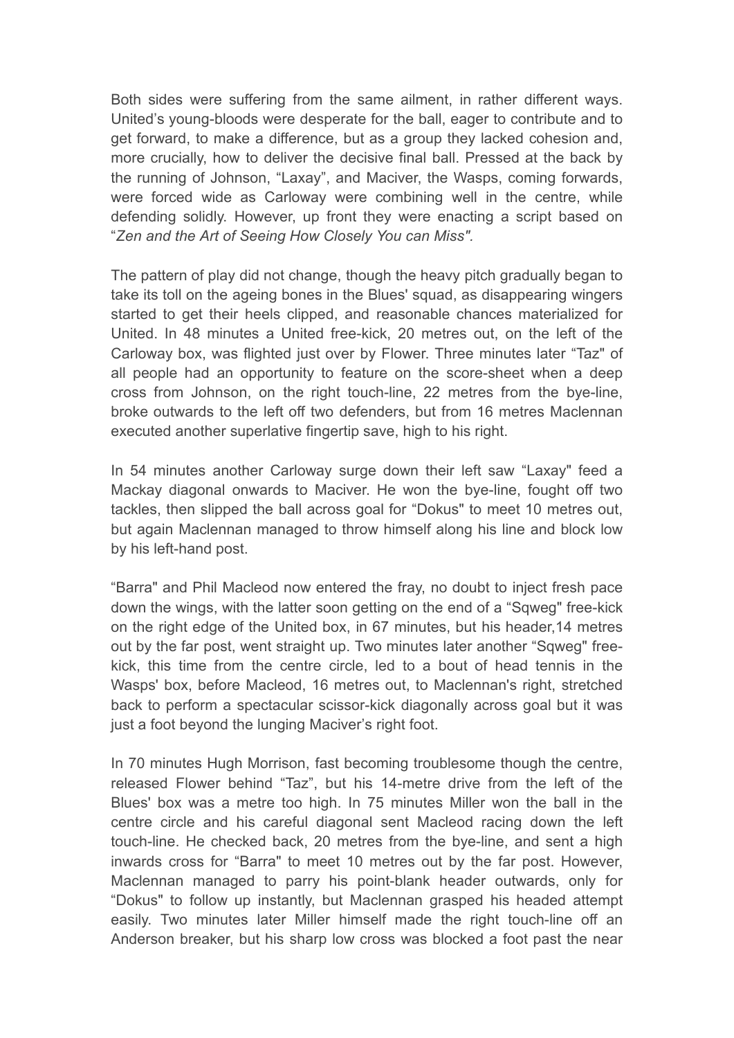Both sides were suffering from the same ailment, in rather different ways. United's young-bloods were desperate for the ball, eager to contribute and to get forward, to make a difference, but as a group they lacked cohesion and, more crucially, how to deliver the decisive final ball. Pressed at the back by the running of Johnson, "Laxay", and Maciver, the Wasps, coming forwards, were forced wide as Carloway were combining well in the centre, while defending solidly. However, up front they were enacting a script based on "*Zen and the Art of Seeing How Closely You can Miss"*.

The pattern of play did not change, though the heavy pitch gradually began to take its toll on the ageing bones in the Blues' squad, as disappearing wingers started to get their heels clipped, and reasonable chances materialized for United. In 48 minutes a United free-kick, 20 metres out, on the left of the Carloway box, was flighted just over by Flower. Three minutes later "Taz" of all people had an opportunity to feature on the score-sheet when a deep cross from Johnson, on the right touch-line, 22 metres from the bye-line, broke outwards to the left off two defenders, but from 16 metres Maclennan executed another superlative fingertip save, high to his right.

In 54 minutes another Carloway surge down their left saw "Laxay" feed a Mackay diagonal onwards to Maciver. He won the bye-line, fought off two tackles, then slipped the ball across goal for "Dokus" to meet 10 metres out, but again Maclennan managed to throw himself along his line and block low by his left-hand post.

"Barra" and Phil Macleod now entered the fray, no doubt to inject fresh pace down the wings, with the latter soon getting on the end of a "Sqweg" free-kick on the right edge of the United box, in 67 minutes, but his header,14 metres out by the far post, went straight up. Two minutes later another "Sqweg" free-kick, this time from the centre circle, led to a bout of head tennis in the Wasps' box, before Macleod, 16 metres out, to Maclennan's right, stretched back to perform a spectacular scissor-kick diagonally across goal but it was just a foot beyond the lunging Maciver's right foot.

In 70 minutes Hugh Morrison, fast becoming troublesome though the centre, released Flower behind "Taz", but his 14-metre drive from the left of the Blues' box was a metre too high. In 75 minutes Miller won the ball in the centre circle and his careful diagonal sent Macleod racing down the left touch-line. He checked back, 20 metres from the bye-line, and sent a high inwards cross for "Barra" to meet 10 metres out by the far post. However, Maclennan managed to parry his point-blank header outwards, only for "Dokus" to follow up instantly, but Maclennan grasped his headed attempt easily. Two minutes later Miller himself made the right touch-line off an Anderson breaker, but his sharp low cross was blocked a foot past the near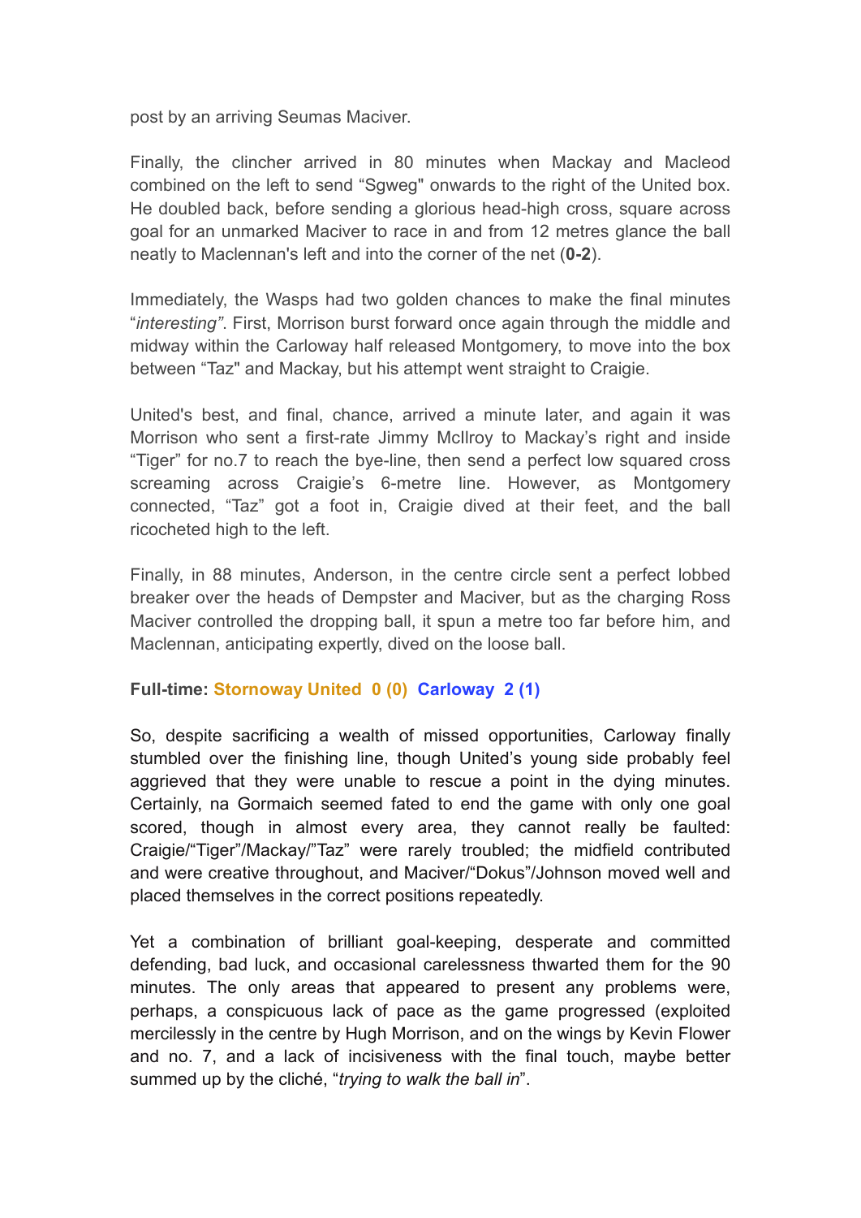post by an arriving Seumas Maciver.

Finally, the clincher arrived in 80 minutes when Mackay and Macleod combined on the left to send "Sgweg" onwards to the right of the United box. He doubled back, before sending a glorious head-high cross, square across goal for an unmarked Maciver to race in and from 12 metres glance the ball neatly to Maclennan's left and into the corner of the net (**0-2**).

Immediately, the Wasps had two golden chances to make the final minutes "*interesting*". First, Morrison burst forward once again through the middle and midway within the Carloway half released Montgomery, to move into the box between "Taz" and Mackay, but his attempt went straight to Craigie.

United's best, and final, chance, arrived a minute later, and again it was Morrison who sent a first-rate Jimmy McIlroy to Mackay's right and inside "Tiger" for no.7 to reach the bye-line, then send a perfect low squared cross screaming across Craigie's 6-metre line. However, as Montgomery connected, "Taz" got a foot in, Craigie dived at their feet, and the ball ricocheted high to the left.

Finally, in 88 minutes, Anderson, in the centre circle sent a perfect lobbed breaker over the heads of Dempster and Maciver, but as the charging Ross Maciver controlled the dropping ball, it spun a metre too far before him, and Maclennan, anticipating expertly, dived on the loose ball.

**Full-time: Stornoway United 0 (0) Carloway 2 (1)**

So, despite sacrificing a wealth of missed opportunities, Carloway finally stumbled over the finishing line, though United's young side probably feel aggrieved that they were unable to rescue a point in the dying minutes. Certainly, na Gormaich seemed fated to end the game with only one goal scored, though in almost every area, they cannot really be faulted: Craigie/"Tiger"/Mackay/"Taz" were rarely troubled; the midfield contributed and were creative throughout, and Maciver/"Dokus"/Johnson moved well and placed themselves in the correct positions repeatedly.

Yet a combination of brilliant goal-keeping, desperate and committed defending, bad luck, and occasional carelessness thwarted them for the 90 minutes. The only areas that appeared to present any problems were, perhaps, a conspicuous lack of pace as the game progressed (exploited mercilessly in the centre by Hugh Morrison, and on the wings by Kevin Flower and no. 7, and a lack of incisiveness with the final touch, maybe better summed up by the cliché, "*trying to walk the ball in*".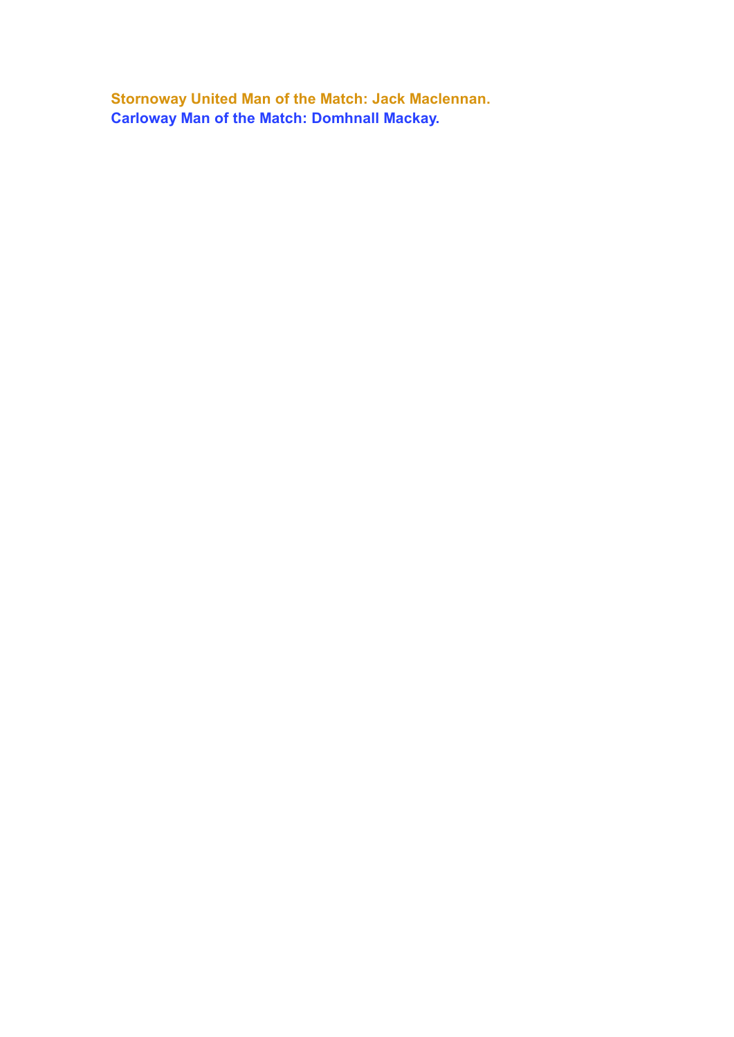**Stornoway United Man of the Match: Jack Maclennan.**
**Carloway Man of the Match: Domhnall Mackay.**